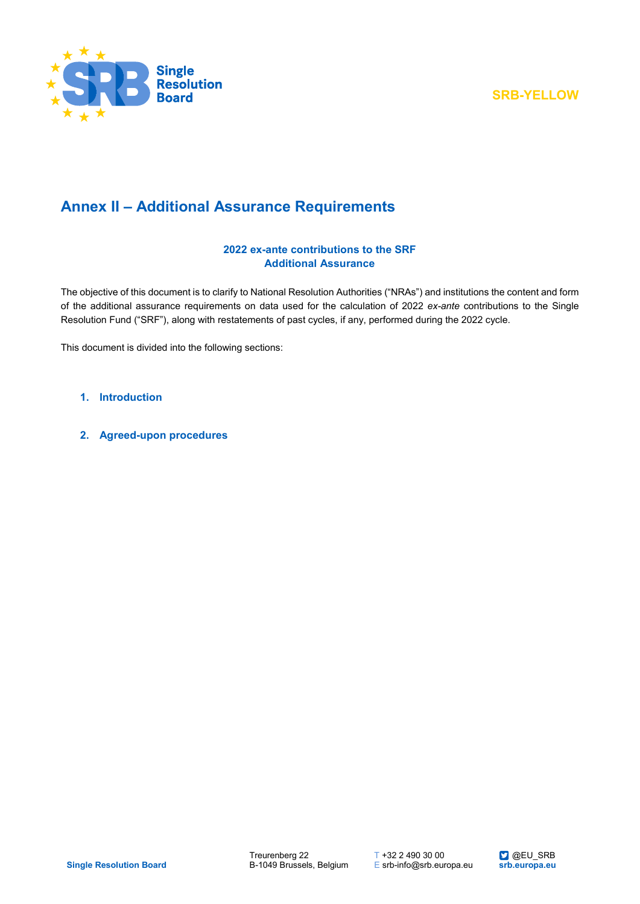SRB-YELLOW

# Annex II – Additional Assurance Requirements

**2022 ex-ante contributions to the SRF**
**Additional Assurance**

The objective of this document is to clarify to National Resolution Authorities ("NRAs") and institutions the content and form of the additional assurance requirements on data used for the calculation of 2022 *ex-ante* contributions to the Single Resolution Fund ("SRF"), along with restatements of past cycles, if any, performed during the 2022 cycle.

This document is divided into the following sections:

1. **Introduction**

2. **Agreed-upon procedures**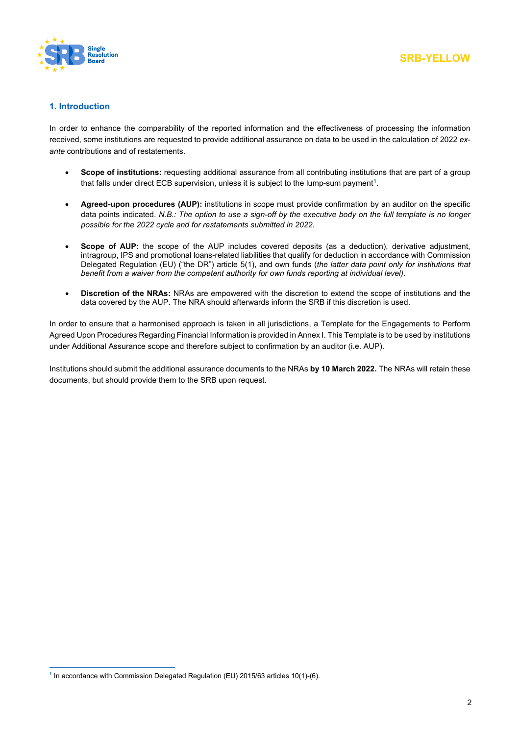## 1. Introduction

In order to enhance the comparability of the reported information and the effectiveness of processing the information received, some institutions are requested to provide additional assurance on data to be used in the calculation of 2022 *ex-ante* contributions and of restatements.

- **Scope of institutions:** requesting additional assurance from all contributing institutions that are part of a group that falls under direct ECB supervision, unless it is subject to the lump-sum payment[1].

- **Agreed-upon procedures (AUP):** institutions in scope must provide confirmation by an auditor on the specific data points indicated. *N.B.: The option to use a sign-off by the executive body on the full template is no longer possible for the 2022 cycle and for restatements submitted in 2022.*

- **Scope of AUP:** the scope of the AUP includes covered deposits (as a deduction), derivative adjustment, intragroup, IPS and promotional loans-related liabilities that qualify for deduction in accordance with Commission Delegated Regulation (EU) ("the DR") article 5(1), and own funds (*the latter data point only for institutions that benefit from a waiver from the competent authority for own funds reporting at individual level).*

- **Discretion of the NRAs:** NRAs are empowered with the discretion to extend the scope of institutions and the data covered by the AUP. The NRA should afterwards inform the SRB if this discretion is used.

In order to ensure that a harmonised approach is taken in all jurisdictions, a Template for the Engagements to Perform Agreed Upon Procedures Regarding Financial Information is provided in Annex I. This Template is to be used by institutions under Additional Assurance scope and therefore subject to confirmation by an auditor (i.e. AUP).

Institutions should submit the additional assurance documents to the NRAs **by 10 March 2022.** The NRAs will retain these documents, but should provide them to the SRB upon request.

---

[1] In accordance with Commission Delegated Regulation (EU) 2015/63 articles 10(1)-(6).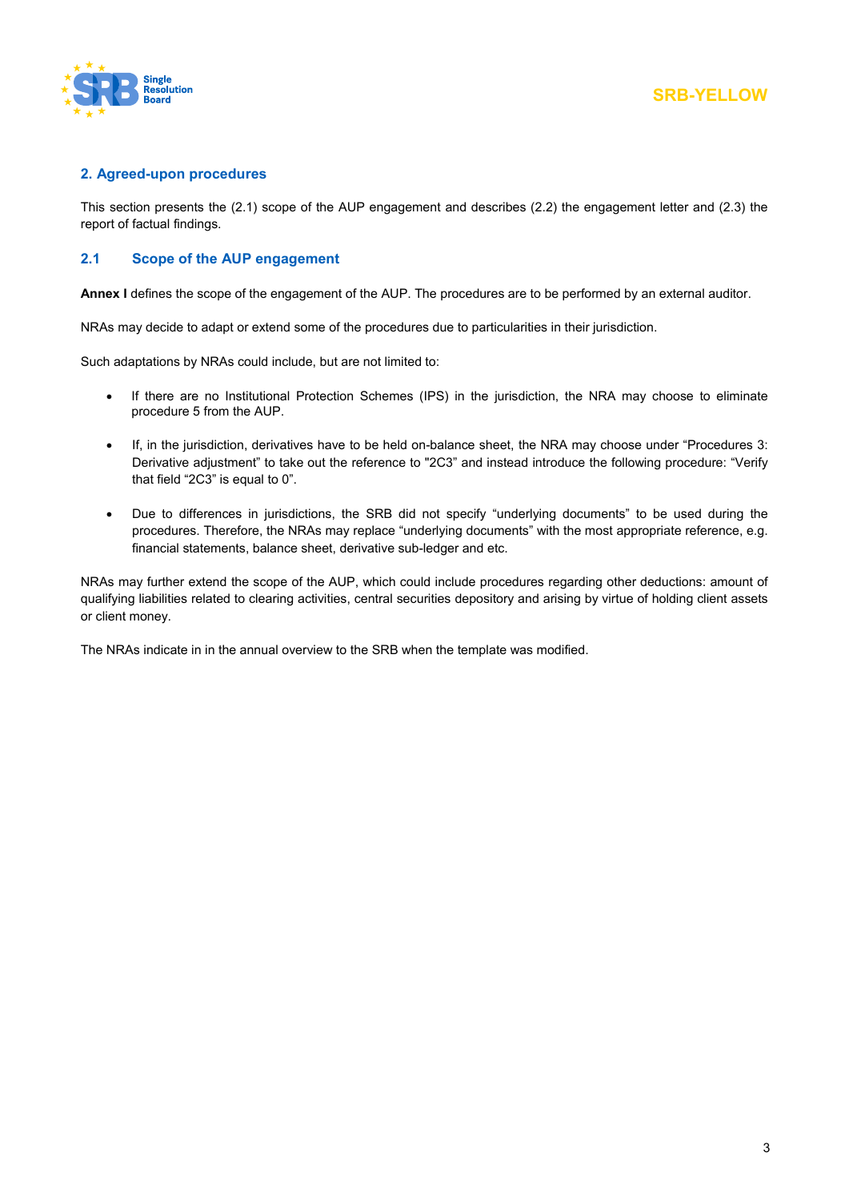## 2. Agreed-upon procedures

This section presents the (2.1) scope of the AUP engagement and describes (2.2) the engagement letter and (2.3) the report of factual findings.

### 2.1 Scope of the AUP engagement

**Annex I** defines the scope of the engagement of the AUP. The procedures are to be performed by an external auditor.

NRAs may decide to adapt or extend some of the procedures due to particularities in their jurisdiction.

Such adaptations by NRAs could include, but are not limited to:

- If there are no Institutional Protection Schemes (IPS) in the jurisdiction, the NRA may choose to eliminate procedure 5 from the AUP.
- If, in the jurisdiction, derivatives have to be held on-balance sheet, the NRA may choose under “Procedures 3: Derivative adjustment” to take out the reference to "2C3” and instead introduce the following procedure: “Verify that field “2C3” is equal to 0”.
- Due to differences in jurisdictions, the SRB did not specify “underlying documents” to be used during the procedures. Therefore, the NRAs may replace “underlying documents” with the most appropriate reference, e.g. financial statements, balance sheet, derivative sub-ledger and etc.

NRAs may further extend the scope of the AUP, which could include procedures regarding other deductions: amount of qualifying liabilities related to clearing activities, central securities depository and arising by virtue of holding client assets or client money.

The NRAs indicate in in the annual overview to the SRB when the template was modified.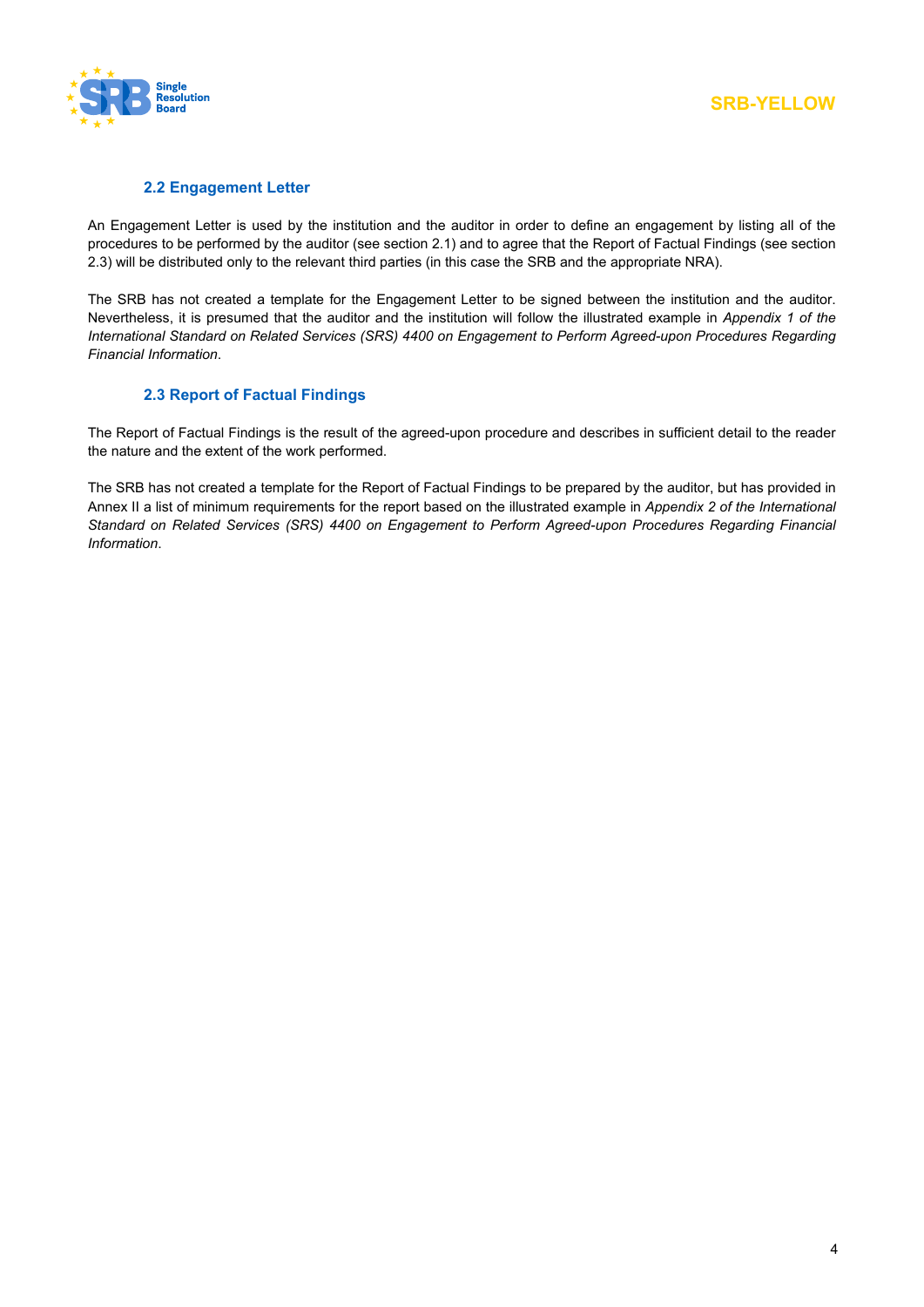### 2.2 Engagement Letter

An Engagement Letter is used by the institution and the auditor in order to define an engagement by listing all of the procedures to be performed by the auditor (see section 2.1) and to agree that the Report of Factual Findings (see section 2.3) will be distributed only to the relevant third parties (in this case the SRB and the appropriate NRA).

The SRB has not created a template for the Engagement Letter to be signed between the institution and the auditor. Nevertheless, it is presumed that the auditor and the institution will follow the illustrated example in *Appendix 1 of the International Standard on Related Services (SRS) 4400 on Engagement to Perform Agreed-upon Procedures Regarding Financial Information*.

### 2.3 Report of Factual Findings

The Report of Factual Findings is the result of the agreed-upon procedure and describes in sufficient detail to the reader the nature and the extent of the work performed.

The SRB has not created a template for the Report of Factual Findings to be prepared by the auditor, but has provided in Annex II a list of minimum requirements for the report based on the illustrated example in *Appendix 2 of the International Standard on Related Services (SRS) 4400 on Engagement to Perform Agreed-upon Procedures Regarding Financial Information*.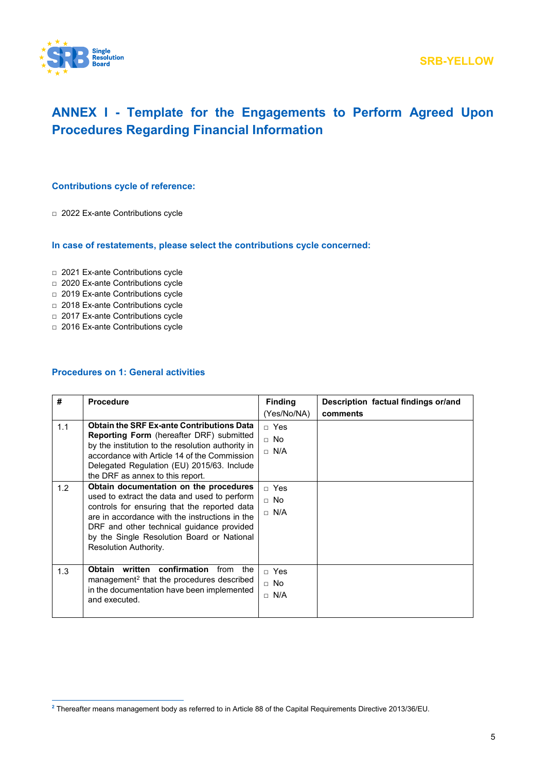SRB-YELLOW

# ANNEX I - Template for the Engagements to Perform Agreed Upon Procedures Regarding Financial Information

### Contributions cycle of reference:

□ 2022 Ex-ante Contributions cycle

### In case of restatements, please select the contributions cycle concerned:

□ 2021 Ex-ante Contributions cycle
□ 2020 Ex-ante Contributions cycle
□ 2019 Ex-ante Contributions cycle
□ 2018 Ex-ante Contributions cycle
□ 2017 Ex-ante Contributions cycle
□ 2016 Ex-ante Contributions cycle

### Procedures on 1: General activities

| # | Procedure | Finding (Yes/No/NA) | Description factual findings or/and comments |
|---|---|---|---|
| 1.1 | **Obtain the SRF Ex-ante Contributions Data Reporting Form** (hereafter DRF) submitted by the institution to the resolution authority in accordance with Article 14 of the Commission Delegated Regulation (EU) 2015/63. Include the DRF as annex to this report. | □ Yes<br>□ No<br>□ N/A | |
| 1.2 | **Obtain documentation on the procedures** used to extract the data and used to perform controls for ensuring that the reported data are in accordance with the instructions in the DRF and other technical guidance provided by the Single Resolution Board or National Resolution Authority. | □ Yes<br>□ No<br>□ N/A | |
| 1.3 | **Obtain written confirmation** from the management[2] that the procedures described in the documentation have been implemented and executed. | □ Yes<br>□ No<br>□ N/A | |

[2] Thereafter means management body as referred to in Article 88 of the Capital Requirements Directive 2013/36/EU.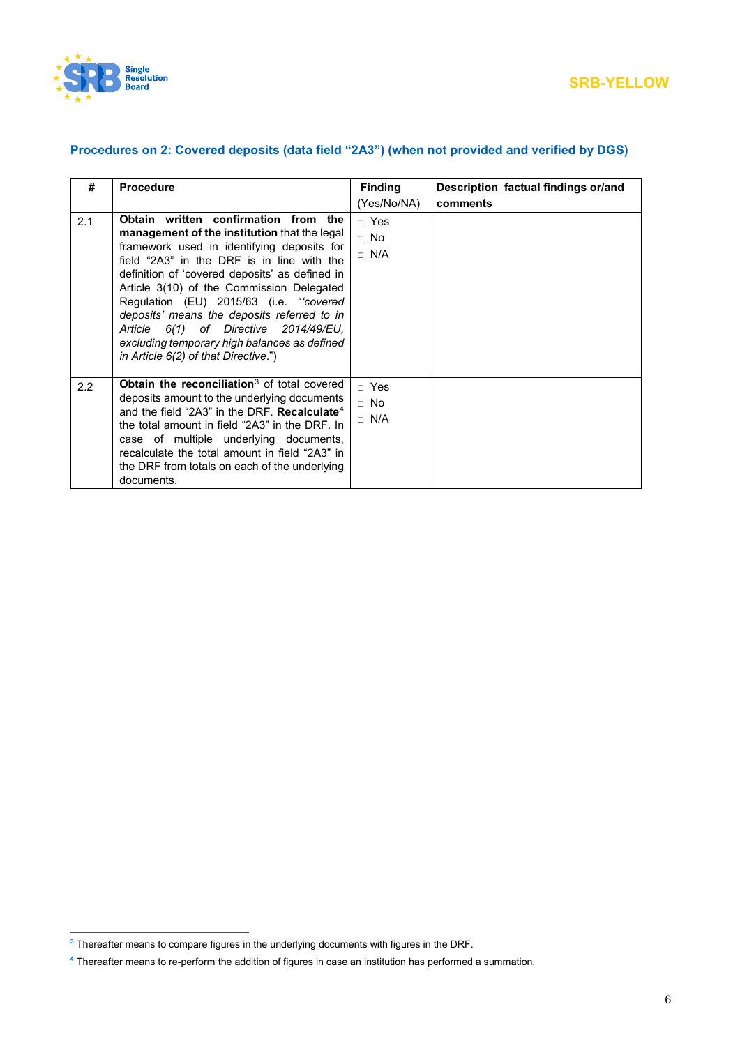### Procedures on 2: Covered deposits (data field "2A3") (when not provided and verified by DGS)

| # | Procedure | Finding (Yes/No/NA) | Description factual findings or/and comments |
|---|---|---|---|
| 2.1 | **Obtain written confirmation from the management of the institution** that the legal framework used in identifying deposits for field "2A3" in the DRF is in line with the definition of 'covered deposits' as defined in Article 3(10) of the Commission Delegated Regulation (EU) 2015/63 (i.e. "*'covered deposits' means the deposits referred to in Article 6(1) of Directive 2014/49/EU, excluding temporary high balances as defined in Article 6(2) of that Directive.*") | □ Yes<br>□ No<br>□ N/A | |
| 2.2 | **Obtain the reconciliation**[3] of total covered deposits amount to the underlying documents and the field "2A3" in the DRF. **Recalculate**[4] the total amount in field "2A3" in the DRF. In case of multiple underlying documents, recalculate the total amount in field "2A3" in the DRF from totals on each of the underlying documents. | □ Yes<br>□ No<br>□ N/A | |

[3] Thereafter means to compare figures in the underlying documents with figures in the DRF.

[4] Thereafter means to re-perform the addition of figures in case an institution has performed a summation.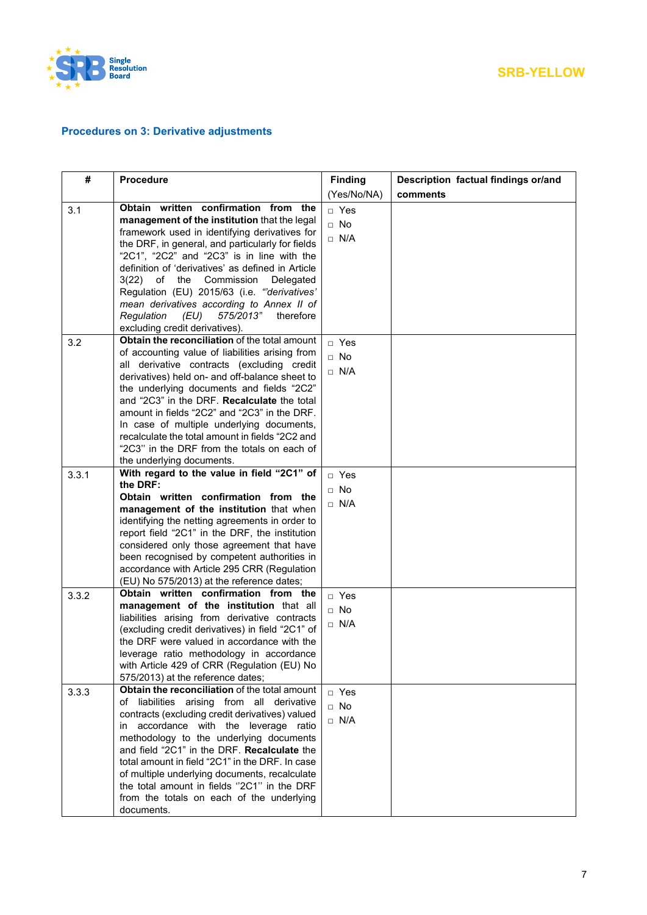SRB-YELLOW

## Procedures on 3: Derivative adjustments

| # | Procedure | Finding (Yes/No/NA) | Description factual findings or/and comments |
|---|---|---|---|
| 3.1 | **Obtain written confirmation from the management of the institution** that the legal framework used in identifying derivatives for the DRF, in general, and particularly for fields "2C1", "2C2" and "2C3" is in line with the definition of 'derivatives' as defined in Article 3(22) of the Commission Delegated Regulation (EU) 2015/63 (i.e. *"derivatives' mean derivatives according to Annex II of Regulation (EU) 575/2013"* therefore excluding credit derivatives). | □ Yes<br>□ No<br>□ N/A | |
| 3.2 | **Obtain the reconciliation** of the total amount of accounting value of liabilities arising from all derivative contracts (excluding credit derivatives) held on- and off-balance sheet to the underlying documents and fields "2C2" and "2C3" in the DRF. **Recalculate** the total amount in fields "2C2" and "2C3" in the DRF. In case of multiple underlying documents, recalculate the total amount in fields "2C2 and "2C3'' in the DRF from the totals on each of the underlying documents. | □ Yes<br>□ No<br>□ N/A | |
| 3.3.1 | **With regard to the value in field "2C1" of the DRF:**<br>**Obtain written confirmation from the management of the institution** that when identifying the netting agreements in order to report field "2C1" in the DRF, the institution considered only those agreement that have been recognised by competent authorities in accordance with Article 295 CRR (Regulation (EU) No 575/2013) at the reference dates; | □ Yes<br>□ No<br>□ N/A | |
| 3.3.2 | **Obtain written confirmation from the management of the institution** that all liabilities arising from derivative contracts (excluding credit derivatives) in field "2C1" of the DRF were valued in accordance with the leverage ratio methodology in accordance with Article 429 of CRR (Regulation (EU) No 575/2013) at the reference dates; | □ Yes<br>□ No<br>□ N/A | |
| 3.3.3 | **Obtain the reconciliation** of the total amount of liabilities arising from all derivative contracts (excluding credit derivatives) valued in accordance with the leverage ratio methodology to the underlying documents and field "2C1" in the DRF. **Recalculate** the total amount in field "2C1" in the DRF. In case of multiple underlying documents, recalculate the total amount in fields ''2C1'' in the DRF from the totals on each of the underlying documents. | □ Yes<br>□ No<br>□ N/A | |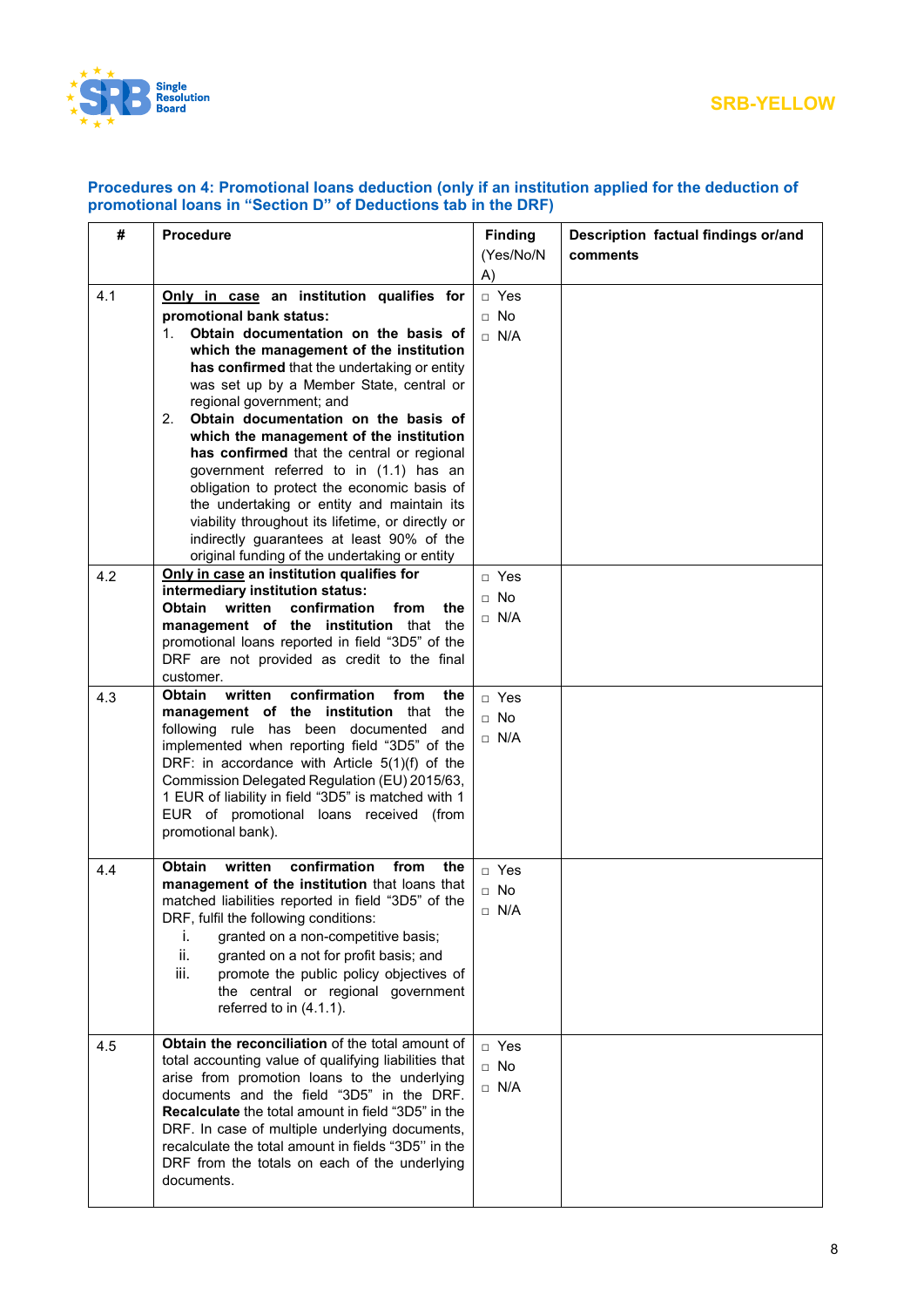### Procedures on 4: Promotional loans deduction (only if an institution applied for the deduction of promotional loans in "Section D" of Deductions tab in the DRF)

| # | Procedure | Finding (Yes/No/N A) | Description factual findings or/and comments |
|---|---|---|---|
| 4.1 | **<u>Only in case</u> an institution qualifies for promotional bank status:**<br>1. **Obtain documentation on the basis of which the management of the institution has confirmed** that the undertaking or entity was set up by a Member State, central or regional government; and<br>2. **Obtain documentation on the basis of which the management of the institution has confirmed** that the central or regional government referred to in (1.1) has an obligation to protect the economic basis of the undertaking or entity and maintain its viability throughout its lifetime, or directly or indirectly guarantees at least 90% of the original funding of the undertaking or entity | □ Yes<br>□ No<br>□ N/A | |
| 4.2 | **<u>Only in case</u> an institution qualifies for intermediary institution status:**<br>**Obtain written confirmation from the management of the institution** that the promotional loans reported in field "3D5" of the DRF are not provided as credit to the final customer. | □ Yes<br>□ No<br>□ N/A | |
| 4.3 | **Obtain written confirmation from the management of the institution** that the following rule has been documented and implemented when reporting field "3D5" of the DRF: in accordance with Article 5(1)(f) of the Commission Delegated Regulation (EU) 2015/63, 1 EUR of liability in field "3D5" is matched with 1 EUR of promotional loans received (from promotional bank). | □ Yes<br>□ No<br>□ N/A | |
| 4.4 | **Obtain written confirmation from the management of the institution** that loans that matched liabilities reported in field "3D5" of the DRF, fulfil the following conditions:<br>i. granted on a non-competitive basis;<br>ii. granted on a not for profit basis; and<br>iii. promote the public policy objectives of the central or regional government referred to in (4.1.1). | □ Yes<br>□ No<br>□ N/A | |
| 4.5 | **Obtain the reconciliation** of the total amount of total accounting value of qualifying liabilities that arise from promotion loans to the underlying documents and the field "3D5" in the DRF. **Recalculate** the total amount in field "3D5" in the DRF. In case of multiple underlying documents, recalculate the total amount in fields "3D5" in the DRF from the totals on each of the underlying documents. | □ Yes<br>□ No<br>□ N/A | |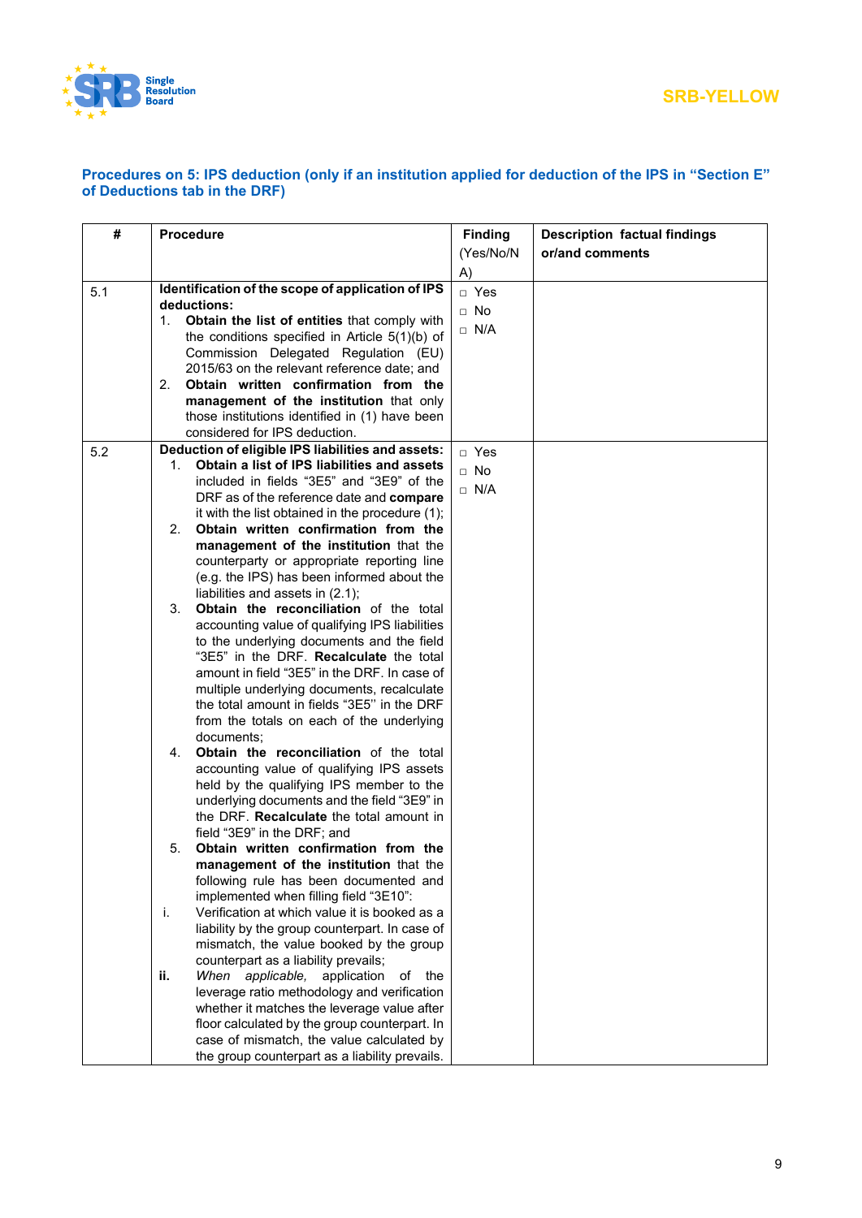SRB-YELLOW

### Procedures on 5: IPS deduction (only if an institution applied for deduction of the IPS in "Section E" of Deductions tab in the DRF)

| # | Procedure | Finding (Yes/No/N A) | Description factual findings or/and comments |
|---|---|---|---|
| 5.1 | **Identification of the scope of application of IPS deductions:**<br>1. **Obtain the list of entities** that comply with the conditions specified in Article 5(1)(b) of Commission Delegated Regulation (EU) 2015/63 on the relevant reference date; and<br>2. **Obtain written confirmation from the management of the institution** that only those institutions identified in (1) have been considered for IPS deduction. | □ Yes<br>□ No<br>□ N/A | |
| 5.2 | **Deduction of eligible IPS liabilities and assets:**<br>1. **Obtain a list of IPS liabilities and assets** included in fields "3E5" and "3E9" of the DRF as of the reference date and **compare** it with the list obtained in the procedure (1);<br>2. **Obtain written confirmation from the management of the institution** that the counterparty or appropriate reporting line (e.g. the IPS) has been informed about the liabilities and assets in (2.1);<br>3. **Obtain the reconciliation** of the total accounting value of qualifying IPS liabilities to the underlying documents and the field "3E5" in the DRF. **Recalculate** the total amount in field "3E5" in the DRF. In case of multiple underlying documents, recalculate the total amount in fields "3E5" in the DRF from the totals on each of the underlying documents;<br>4. **Obtain the reconciliation** of the total accounting value of qualifying IPS assets held by the qualifying IPS member to the underlying documents and the field "3E9" in the DRF. **Recalculate** the total amount in field "3E9" in the DRF; and<br>5. **Obtain written confirmation from the management of the institution** that the following rule has been documented and implemented when filling field "3E10":<br>i. Verification at which value it is booked as a liability by the group counterpart. In case of mismatch, the value booked by the group counterpart as a liability prevails;<br>**ii.** *When applicable,* application of the leverage ratio methodology and verification whether it matches the leverage value after floor calculated by the group counterpart. In case of mismatch, the value calculated by the group counterpart as a liability prevails. | □ Yes<br>□ No<br>□ N/A | |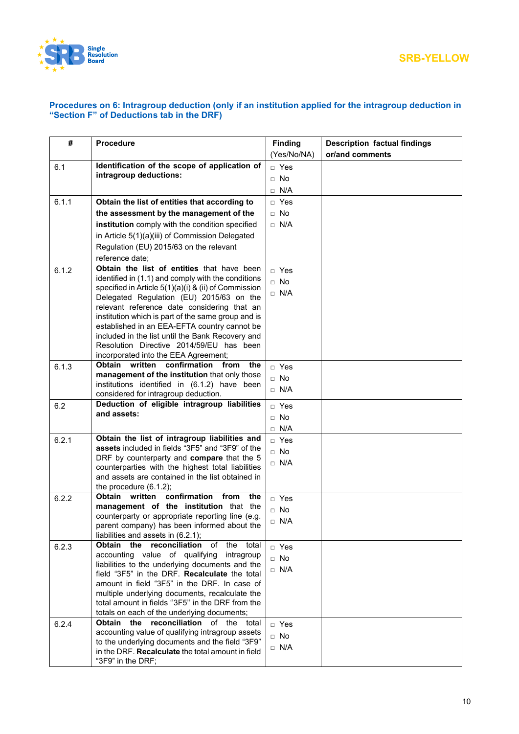### Procedures on 6: Intragroup deduction (only if an institution applied for the intragroup deduction in "Section F" of Deductions tab in the DRF)

| # | Procedure | Finding (Yes/No/NA) | Description factual findings or/and comments |
|---|---|---|---|
| 6.1 | **Identification of the scope of application of intragroup deductions:** | □ Yes □ No □ N/A | |
| 6.1.1 | **Obtain the list of entities that according to the assessment by the management of the institution** comply with the condition specified in Article 5(1)(a)(iii) of Commission Delegated Regulation (EU) 2015/63 on the relevant reference date; | □ Yes □ No □ N/A | |
| 6.1.2 | **Obtain the list of entities** that have been identified in (1.1) and comply with the conditions specified in Article 5(1)(a)(i) & (ii) of Commission Delegated Regulation (EU) 2015/63 on the relevant reference date considering that an institution which is part of the same group and is established in an EEA-EFTA country cannot be included in the list until the Bank Recovery and Resolution Directive 2014/59/EU has been incorporated into the EEA Agreement; | □ Yes □ No □ N/A | |
| 6.1.3 | **Obtain written confirmation from the management of the institution** that only those institutions identified in (6.1.2) have been considered for intragroup deduction. | □ Yes □ No □ N/A | |
| 6.2 | **Deduction of eligible intragroup liabilities and assets:** | □ Yes □ No □ N/A | |
| 6.2.1 | **Obtain the list of intragroup liabilities and assets** included in fields "3F5" and "3F9" of the DRF by counterparty and **compare** that the 5 counterparties with the highest total liabilities and assets are contained in the list obtained in the procedure (6.1.2); | □ Yes □ No □ N/A | |
| 6.2.2 | **Obtain written confirmation from the management of the institution** that the counterparty or appropriate reporting line (e.g. parent company) has been informed about the liabilities and assets in (6.2.1); | □ Yes □ No □ N/A | |
| 6.2.3 | **Obtain the reconciliation** of the total accounting value of qualifying intragroup liabilities to the underlying documents and the field "3F5" in the DRF. **Recalculate** the total amount in field "3F5" in the DRF. In case of multiple underlying documents, recalculate the total amount in fields "3F5" in the DRF from the totals on each of the underlying documents; | □ Yes □ No □ N/A | |
| 6.2.4 | **Obtain the reconciliation** of the total accounting value of qualifying intragroup assets to the underlying documents and the field "3F9" in the DRF. **Recalculate** the total amount in field "3F9" in the DRF; | □ Yes □ No □ N/A | |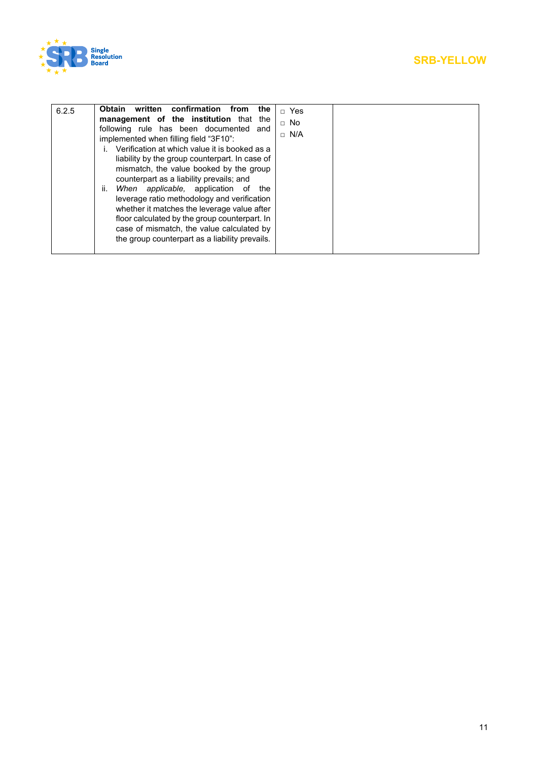| 6.2.5 | **Obtain written confirmation from the management of the institution** that the following rule has been documented and implemented when filling field “3F10”:<br>i. Verification at which value it is booked as a liability by the group counterpart. In case of mismatch, the value booked by the group counterpart as a liability prevails; and<br>ii. *When applicable,* application of the leverage ratio methodology and verification whether it matches the leverage value after floor calculated by the group counterpart. In case of mismatch, the value calculated by the group counterpart as a liability prevails. | □ Yes<br>□ No<br>□ N/A | |
|---|---|---|---|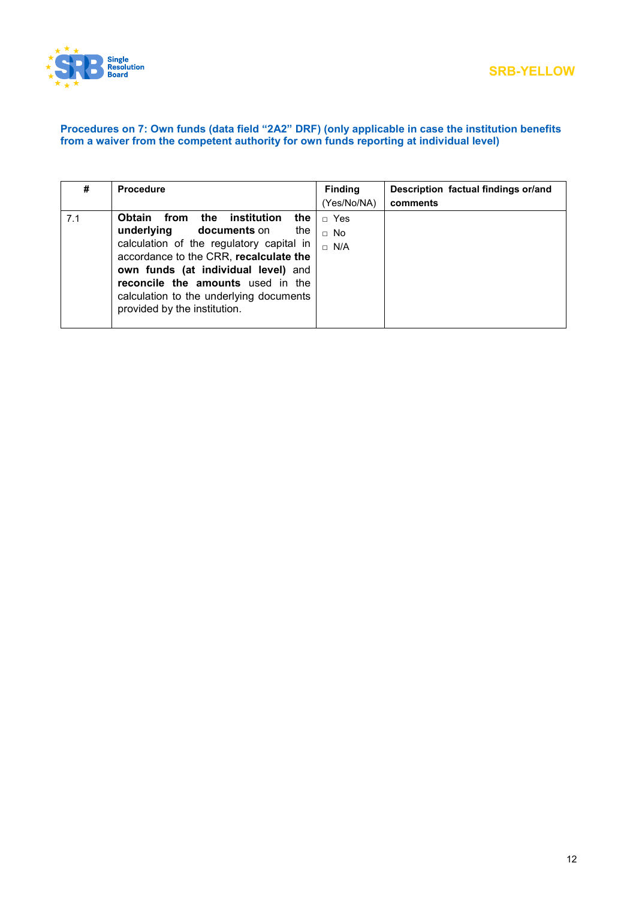SRB-YELLOW

### Procedures on 7: Own funds (data field "2A2" DRF) (only applicable in case the institution benefits from a waiver from the competent authority for own funds reporting at individual level)

| # | Procedure | Finding (Yes/No/NA) | Description factual findings or/and comments |
|---|---|---|---|
| 7.1 | **Obtain from the institution the underlying documents** on the calculation of the regulatory capital in accordance to the CRR, **recalculate the own funds (at individual level)** and **reconcile the amounts** used in the calculation to the underlying documents provided by the institution. | □ Yes<br>□ No<br>□ N/A | |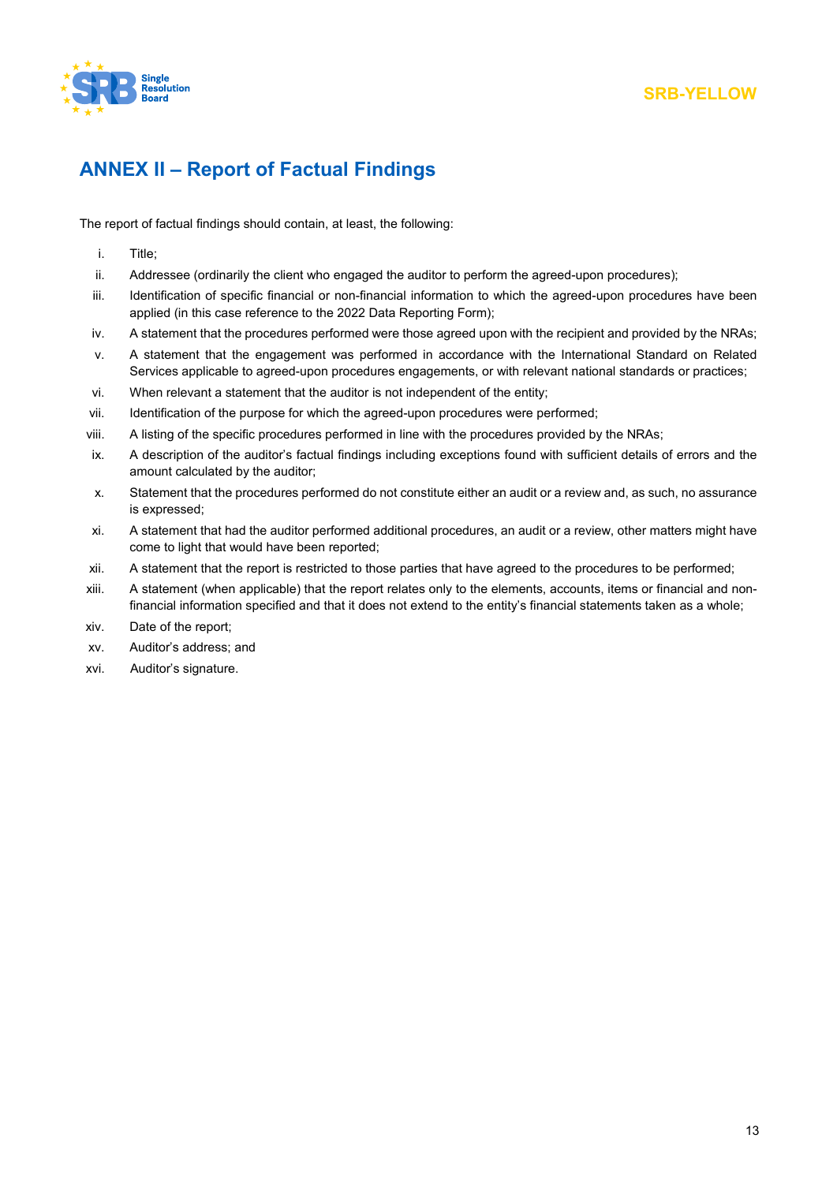## ANNEX II – Report of Factual Findings

The report of factual findings should contain, at least, the following:

i. Title;
ii. Addressee (ordinarily the client who engaged the auditor to perform the agreed-upon procedures);
iii. Identification of specific financial or non-financial information to which the agreed-upon procedures have been applied (in this case reference to the 2022 Data Reporting Form);
iv. A statement that the procedures performed were those agreed upon with the recipient and provided by the NRAs;
v. A statement that the engagement was performed in accordance with the International Standard on Related Services applicable to agreed-upon procedures engagements, or with relevant national standards or practices;
vi. When relevant a statement that the auditor is not independent of the entity;
vii. Identification of the purpose for which the agreed-upon procedures were performed;
viii. A listing of the specific procedures performed in line with the procedures provided by the NRAs;
ix. A description of the auditor's factual findings including exceptions found with sufficient details of errors and the amount calculated by the auditor;
x. Statement that the procedures performed do not constitute either an audit or a review and, as such, no assurance is expressed;
xi. A statement that had the auditor performed additional procedures, an audit or a review, other matters might have come to light that would have been reported;
xii. A statement that the report is restricted to those parties that have agreed to the procedures to be performed;
xiii. A statement (when applicable) that the report relates only to the elements, accounts, items or financial and non-financial information specified and that it does not extend to the entity's financial statements taken as a whole;
xiv. Date of the report;
xv. Auditor's address; and
xvi. Auditor's signature.